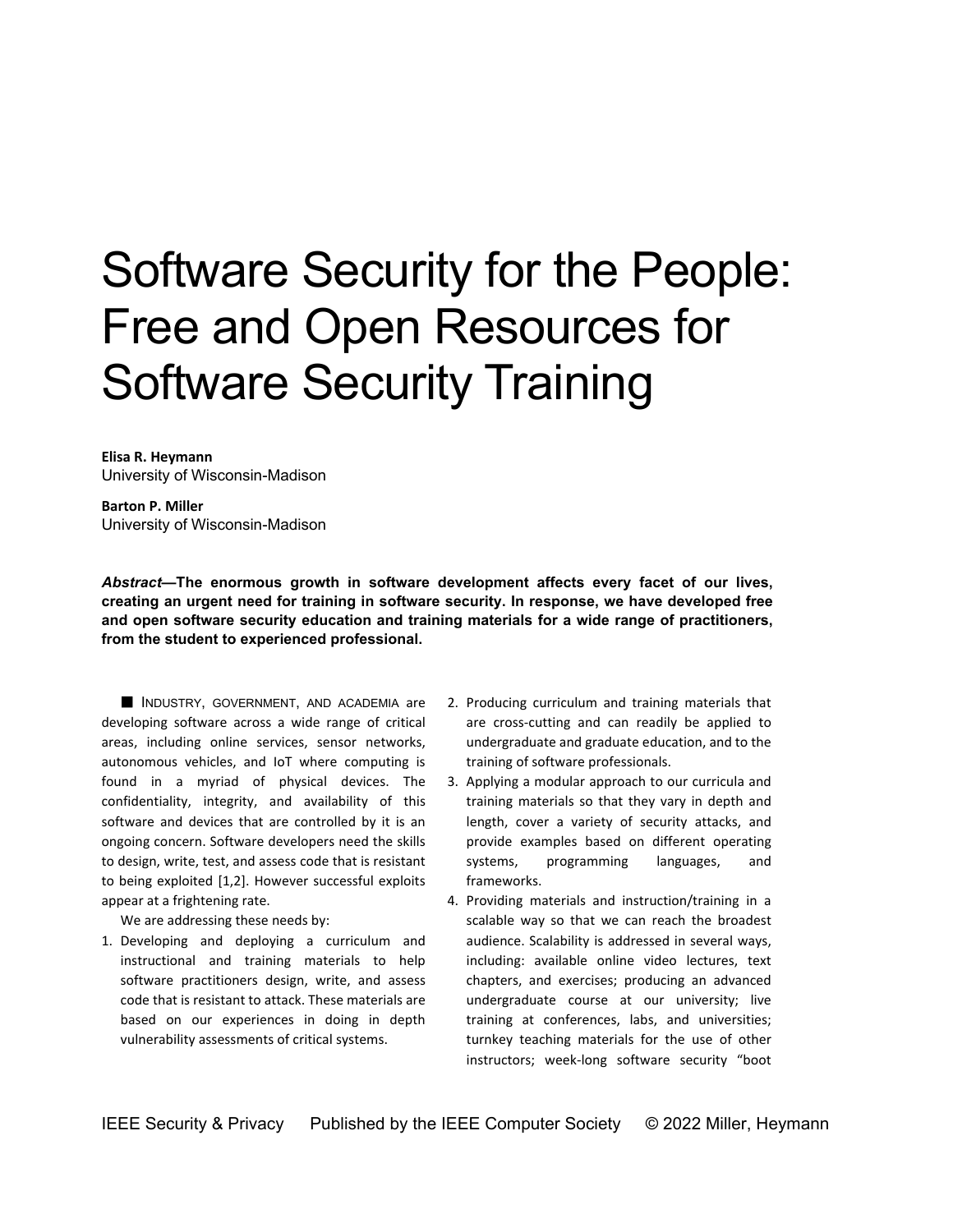# Software Security for the People: Free and Open Resources for Software Security Training

**Elisa R. Heymann**
University of Wisconsin-Madison

**Barton P. Miller**
University of Wisconsin-Madison

***Abstract*—The enormous growth in software development affects every facet of our lives, creating an urgent need for training in software security. In response, we have developed free and open software security education and training materials for a wide range of practitioners, from the student to experienced professional.**

■ INDUSTRY, GOVERNMENT, AND ACADEMIA are developing software across a wide range of critical areas, including online services, sensor networks, autonomous vehicles, and IoT where computing is found in a myriad of physical devices. The confidentiality, integrity, and availability of this software and devices that are controlled by it is an ongoing concern. Software developers need the skills to design, write, test, and assess code that is resistant to being exploited [1,2]. However successful exploits appear at a frightening rate.

We are addressing these needs by:

1. Developing and deploying a curriculum and instructional and training materials to help software practitioners design, write, and assess code that is resistant to attack. These materials are based on our experiences in doing in depth vulnerability assessments of critical systems.
2. Producing curriculum and training materials that are cross-cutting and can readily be applied to undergraduate and graduate education, and to the training of software professionals.
3. Applying a modular approach to our curricula and training materials so that they vary in depth and length, cover a variety of security attacks, and provide examples based on different operating systems, programming languages, and frameworks.
4. Providing materials and instruction/training in a scalable way so that we can reach the broadest audience. Scalability is addressed in several ways, including: available online video lectures, text chapters, and exercises; producing an advanced undergraduate course at our university; live training at conferences, labs, and universities; turnkey teaching materials for the use of other instructors; week-long software security "boot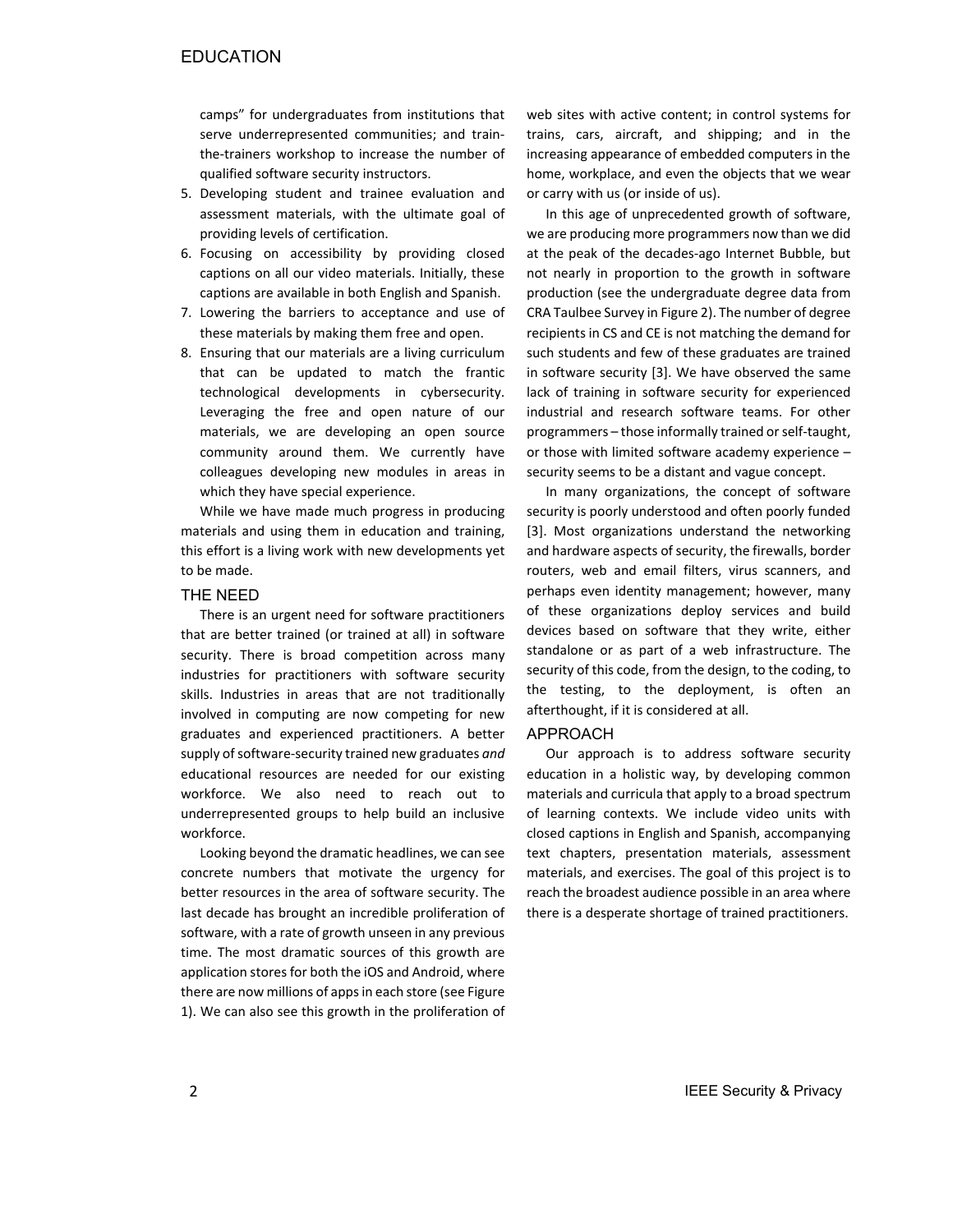camps" for undergraduates from institutions that serve underrepresented communities; and train-the-trainers workshop to increase the number of qualified software security instructors.

5. Developing student and trainee evaluation and assessment materials, with the ultimate goal of providing levels of certification.
6. Focusing on accessibility by providing closed captions on all our video materials. Initially, these captions are available in both English and Spanish.
7. Lowering the barriers to acceptance and use of these materials by making them free and open.
8. Ensuring that our materials are a living curriculum that can be updated to match the frantic technological developments in cybersecurity. Leveraging the free and open nature of our materials, we are developing an open source community around them. We currently have colleagues developing new modules in areas in which they have special experience.

While we have made much progress in producing materials and using them in education and training, this effort is a living work with new developments yet to be made.

## THE NEED

There is an urgent need for software practitioners that are better trained (or trained at all) in software security. There is broad competition across many industries for practitioners with software security skills. Industries in areas that are not traditionally involved in computing are now competing for new graduates and experienced practitioners. A better supply of software-security trained new graduates *and* educational resources are needed for our existing workforce. We also need to reach out to underrepresented groups to help build an inclusive workforce.

Looking beyond the dramatic headlines, we can see concrete numbers that motivate the urgency for better resources in the area of software security. The last decade has brought an incredible proliferation of software, with a rate of growth unseen in any previous time. The most dramatic sources of this growth are application stores for both the iOS and Android, where there are now millions of apps in each store (see Figure 1). We can also see this growth in the proliferation of web sites with active content; in control systems for trains, cars, aircraft, and shipping; and in the increasing appearance of embedded computers in the home, workplace, and even the objects that we wear or carry with us (or inside of us).

In this age of unprecedented growth of software, we are producing more programmers now than we did at the peak of the decades-ago Internet Bubble, but not nearly in proportion to the growth in software production (see the undergraduate degree data from CRA Taulbee Survey in Figure 2). The number of degree recipients in CS and CE is not matching the demand for such students and few of these graduates are trained in software security [3]. We have observed the same lack of training in software security for experienced industrial and research software teams. For other programmers – those informally trained or self-taught, or those with limited software academy experience – security seems to be a distant and vague concept.

In many organizations, the concept of software security is poorly understood and often poorly funded [3]. Most organizations understand the networking and hardware aspects of security, the firewalls, border routers, web and email filters, virus scanners, and perhaps even identity management; however, many of these organizations deploy services and build devices based on software that they write, either standalone or as part of a web infrastructure. The security of this code, from the design, to the coding, to the testing, to the deployment, is often an afterthought, if it is considered at all.

## APPROACH

Our approach is to address software security education in a holistic way, by developing common materials and curricula that apply to a broad spectrum of learning contexts. We include video units with closed captions in English and Spanish, accompanying text chapters, presentation materials, assessment materials, and exercises. The goal of this project is to reach the broadest audience possible in an area where there is a desperate shortage of trained practitioners.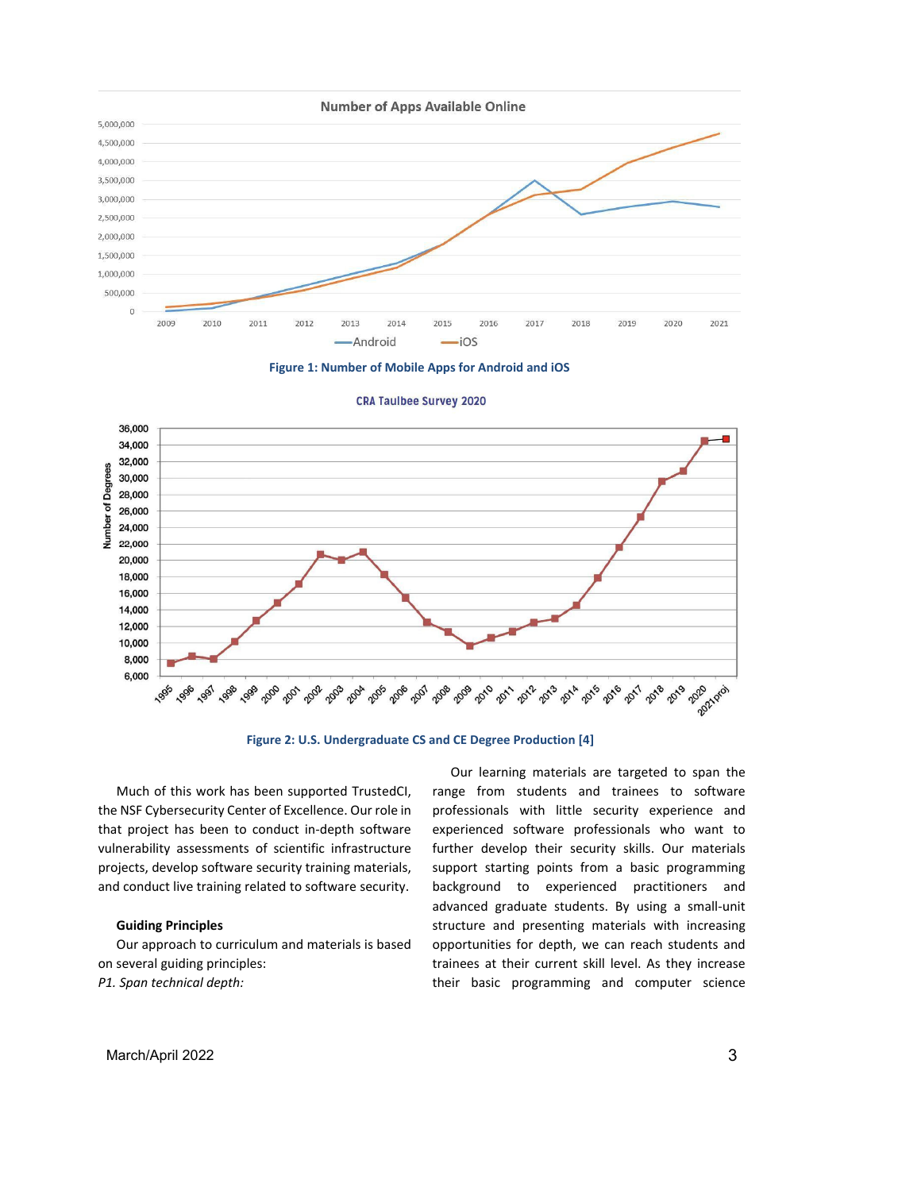Figure 1: Number of Mobile Apps for Android and iOS

Figure 2: U.S. Undergraduate CS and CE Degree Production [4]

Much of this work has been supported TrustedCI, the NSF Cybersecurity Center of Excellence. Our role in that project has been to conduct in-depth software vulnerability assessments of scientific infrastructure projects, develop software security training materials, and conduct live training related to software security.

**Guiding Principles**

Our approach to curriculum and materials is based on several guiding principles:

*P1. Span technical depth:*

Our learning materials are targeted to span the range from students and trainees to software professionals with little security experience and experienced software professionals who want to further develop their security skills. Our materials support starting points from a basic programming background to experienced practitioners and advanced graduate students. By using a small-unit structure and presenting materials with increasing opportunities for depth, we can reach students and trainees at their current skill level. As they increase their basic programming and computer science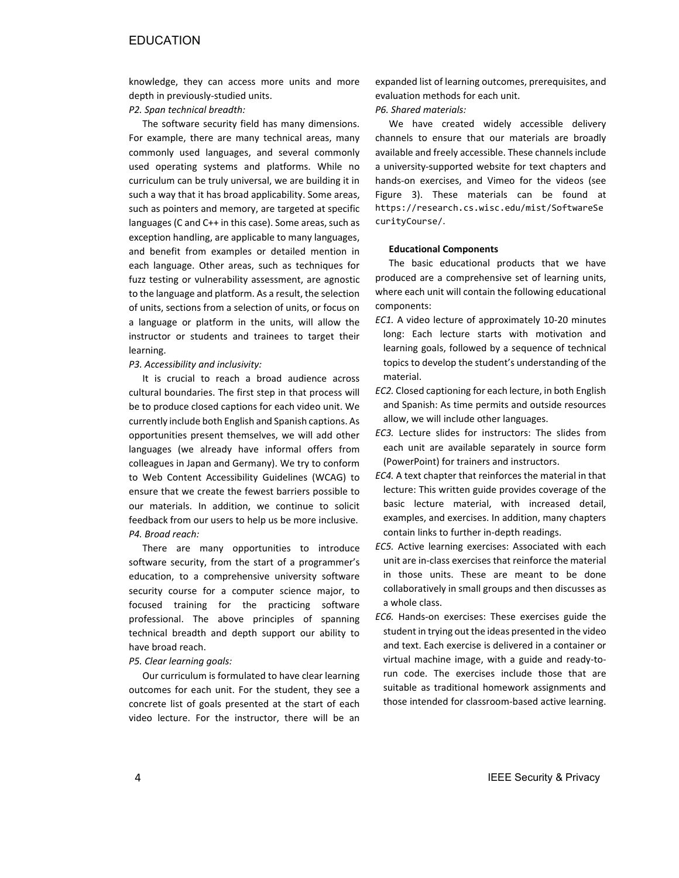knowledge, they can access more units and more depth in previously-studied units.

*P2. Span technical breadth:*

The software security field has many dimensions. For example, there are many technical areas, many commonly used languages, and several commonly used operating systems and platforms. While no curriculum can be truly universal, we are building it in such a way that it has broad applicability. Some areas, such as pointers and memory, are targeted at specific languages (C and C++ in this case). Some areas, such as exception handling, are applicable to many languages, and benefit from examples or detailed mention in each language. Other areas, such as techniques for fuzz testing or vulnerability assessment, are agnostic to the language and platform. As a result, the selection of units, sections from a selection of units, or focus on a language or platform in the units, will allow the instructor or students and trainees to target their learning.

*P3. Accessibility and inclusivity:*

It is crucial to reach a broad audience across cultural boundaries. The first step in that process will be to produce closed captions for each video unit. We currently include both English and Spanish captions. As opportunities present themselves, we will add other languages (we already have informal offers from colleagues in Japan and Germany). We try to conform to Web Content Accessibility Guidelines (WCAG) to ensure that we create the fewest barriers possible to our materials. In addition, we continue to solicit feedback from our users to help us be more inclusive.

*P4. Broad reach:*

There are many opportunities to introduce software security, from the start of a programmer's education, to a comprehensive university software security course for a computer science major, to focused training for the practicing software professional. The above principles of spanning technical breadth and depth support our ability to have broad reach.

*P5. Clear learning goals:*

Our curriculum is formulated to have clear learning outcomes for each unit. For the student, they see a concrete list of goals presented at the start of each video lecture. For the instructor, there will be an expanded list of learning outcomes, prerequisites, and evaluation methods for each unit.

*P6. Shared materials:*

We have created widely accessible delivery channels to ensure that our materials are broadly available and freely accessible. These channels include a university-supported website for text chapters and hands-on exercises, and Vimeo for the videos (see Figure 3). These materials can be found at `https://research.cs.wisc.edu/mist/SoftwareSecurityCourse/`.

**Educational Components**

The basic educational products that we have produced are a comprehensive set of learning units, where each unit will contain the following educational components:

*EC1.* A video lecture of approximately 10-20 minutes long: Each lecture starts with motivation and learning goals, followed by a sequence of technical topics to develop the student's understanding of the material.

*EC2.* Closed captioning for each lecture, in both English and Spanish: As time permits and outside resources allow, we will include other languages.

*EC3.* Lecture slides for instructors: The slides from each unit are available separately in source form (PowerPoint) for trainers and instructors.

*EC4.* A text chapter that reinforces the material in that lecture: This written guide provides coverage of the basic lecture material, with increased detail, examples, and exercises. In addition, many chapters contain links to further in-depth readings.

*EC5.* Active learning exercises: Associated with each unit are in-class exercises that reinforce the material in those units. These are meant to be done collaboratively in small groups and then discusses as a whole class.

*EC6.* Hands-on exercises: These exercises guide the student in trying out the ideas presented in the video and text. Each exercise is delivered in a container or virtual machine image, with a guide and ready-to-run code. The exercises include those that are suitable as traditional homework assignments and those intended for classroom-based active learning.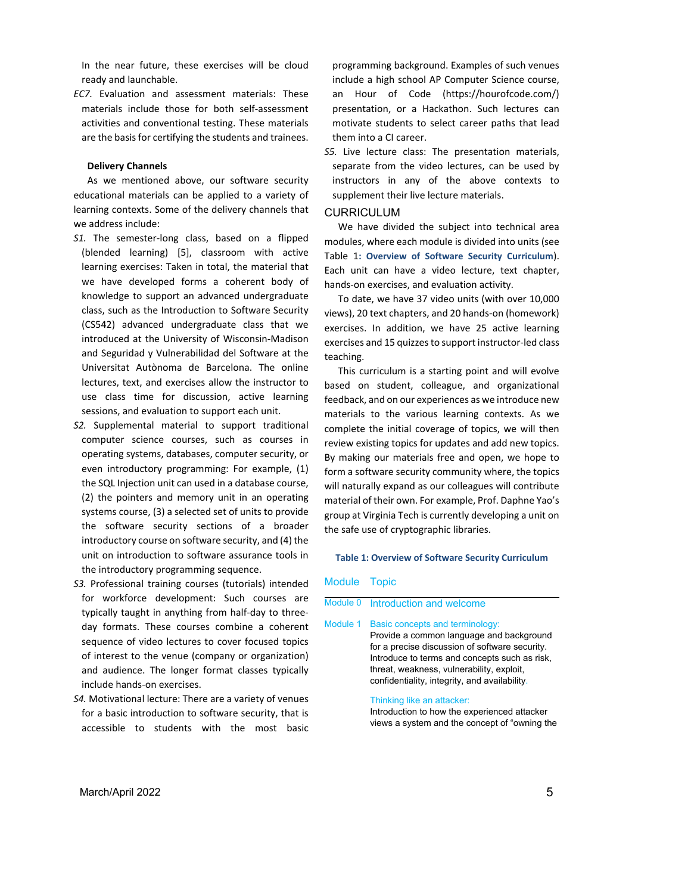In the near future, these exercises will be cloud ready and launchable.

*EC7.* Evaluation and assessment materials: These materials include those for both self-assessment activities and conventional testing. These materials are the basis for certifying the students and trainees.

**Delivery Channels**

As we mentioned above, our software security educational materials can be applied to a variety of learning contexts. Some of the delivery channels that we address include:

*S1.* The semester-long class, based on a flipped (blended learning) [5], classroom with active learning exercises: Taken in total, the material that we have developed forms a coherent body of knowledge to support an advanced undergraduate class, such as the Introduction to Software Security (CS542) advanced undergraduate class that we introduced at the University of Wisconsin-Madison and Seguridad y Vulnerabilidad del Software at the Universitat Autònoma de Barcelona. The online lectures, text, and exercises allow the instructor to use class time for discussion, active learning sessions, and evaluation to support each unit.

*S2.* Supplemental material to support traditional computer science courses, such as courses in operating systems, databases, computer security, or even introductory programming: For example, (1) the SQL Injection unit can used in a database course, (2) the pointers and memory unit in an operating systems course, (3) a selected set of units to provide the software security sections of a broader introductory course on software security, and (4) the unit on introduction to software assurance tools in the introductory programming sequence.

*S3.* Professional training courses (tutorials) intended for workforce development: Such courses are typically taught in anything from half-day to three-day formats. These courses combine a coherent sequence of video lectures to cover focused topics of interest to the venue (company or organization) and audience. The longer format classes typically include hands-on exercises.

*S4.* Motivational lecture: There are a variety of venues for a basic introduction to software security, that is accessible to students with the most basic programming background. Examples of such venues include a high school AP Computer Science course, an Hour of Code (https://hourofcode.com/) presentation, or a Hackathon. Such lectures can motivate students to select career paths that lead them into a CI career.

*S5.* Live lecture class: The presentation materials, separate from the video lectures, can be used by instructors in any of the above contexts to supplement their live lecture materials.

## CURRICULUM

We have divided the subject into technical area modules, where each module is divided into units (see Table 1: **Overview of Software Security Curriculum**). Each unit can have a video lecture, text chapter, hands-on exercises, and evaluation activity.

To date, we have 37 video units (with over 10,000 views), 20 text chapters, and 20 hands-on (homework) exercises. In addition, we have 25 active learning exercises and 15 quizzes to support instructor-led class teaching.

This curriculum is a starting point and will evolve based on student, colleague, and organizational feedback, and on our experiences as we introduce new materials to the various learning contexts. As we complete the initial coverage of topics, we will then review existing topics for updates and add new topics. By making our materials free and open, we hope to form a software security community where, the topics will naturally expand as our colleagues will contribute material of their own. For example, Prof. Daphne Yao's group at Virginia Tech is currently developing a unit on the safe use of cryptographic libraries.

**Table 1: Overview of Software Security Curriculum**

| Module | Topic |
|---|---|
| Module 0 | Introduction and welcome |
| Module 1 | Basic concepts and terminology: Provide a common language and background for a precise discussion of software security. Introduce to terms and concepts such as risk, threat, weakness, vulnerability, exploit, confidentiality, integrity, and availability. |
| | Thinking like an attacker: Introduction to how the experienced attacker views a system and the concept of "owning the |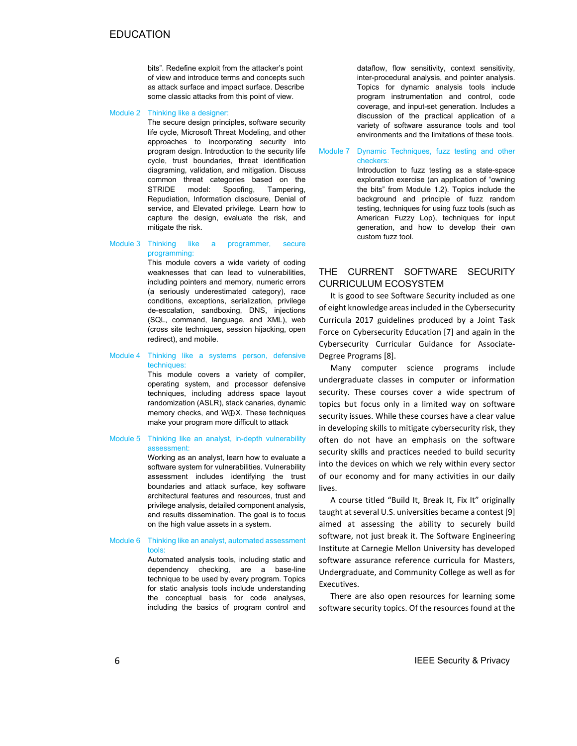bits". Redefine exploit from the attacker's point of view and introduce terms and concepts such as attack surface and impact surface. Describe some classic attacks from this point of view.

**Module 2** Thinking like a designer:
The secure design principles, software security life cycle, Microsoft Threat Modeling, and other approaches to incorporating security into program design. Introduction to the security life cycle, trust boundaries, threat identification diagraming, validation, and mitigation. Discuss common threat categories based on the STRIDE model: Spoofing, Tampering, Repudiation, Information disclosure, Denial of service, and Elevated privilege. Learn how to capture the design, evaluate the risk, and mitigate the risk.

**Module 3** Thinking like a programmer, secure programming:
This module covers a wide variety of coding weaknesses that can lead to vulnerabilities, including pointers and memory, numeric errors (a seriously underestimated category), race conditions, exceptions, serialization, privilege de-escalation, sandboxing, DNS, injections (SQL, command, language, and XML), web (cross site techniques, session hijacking, open redirect), and mobile.

**Module 4** Thinking like a systems person, defensive techniques:
This module covers a variety of compiler, operating system, and processor defensive techniques, including address space layout randomization (ASLR), stack canaries, dynamic memory checks, and W⊕X. These techniques make your program more difficult to attack

**Module 5** Thinking like an analyst, in-depth vulnerability assessment:
Working as an analyst, learn how to evaluate a software system for vulnerabilities. Vulnerability assessment includes identifying the trust boundaries and attack surface, key software architectural features and resources, trust and privilege analysis, detailed component analysis, and results dissemination. The goal is to focus on the high value assets in a system.

**Module 6** Thinking like an analyst, automated assessment tools:
Automated analysis tools, including static and dependency checking, are a base-line technique to be used by every program. Topics for static analysis tools include understanding the conceptual basis for code analyses, including the basics of program control and dataflow, flow sensitivity, context sensitivity, inter-procedural analysis, and pointer analysis. Topics for dynamic analysis tools include program instrumentation and control, code coverage, and input-set generation. Includes a discussion of the practical application of a variety of software assurance tools and tool environments and the limitations of these tools.

**Module 7** Dynamic Techniques, fuzz testing and other checkers:
Introduction to fuzz testing as a state-space exploration exercise (an application of "owning the bits" from Module 1.2). Topics include the background and principle of fuzz random testing, techniques for using fuzz tools (such as American Fuzzy Lop), techniques for input generation, and how to develop their own custom fuzz tool.

## THE CURRENT SOFTWARE SECURITY CURRICULUM ECOSYSTEM

It is good to see Software Security included as one of eight knowledge areas included in the Cybersecurity Curricula 2017 guidelines produced by a Joint Task Force on Cybersecurity Education [7] and again in the Cybersecurity Curricular Guidance for Associate-Degree Programs [8].

Many computer science programs include undergraduate classes in computer or information security. These courses cover a wide spectrum of topics but focus only in a limited way on software security issues. While these courses have a clear value in developing skills to mitigate cybersecurity risk, they often do not have an emphasis on the software security skills and practices needed to build security into the devices on which we rely within every sector of our economy and for many activities in our daily lives.

A course titled "Build It, Break It, Fix It" originally taught at several U.S. universities became a contest [9] aimed at assessing the ability to securely build software, not just break it. The Software Engineering Institute at Carnegie Mellon University has developed software assurance reference curricula for Masters, Undergraduate, and Community College as well as for Executives.

There are also open resources for learning some software security topics. Of the resources found at the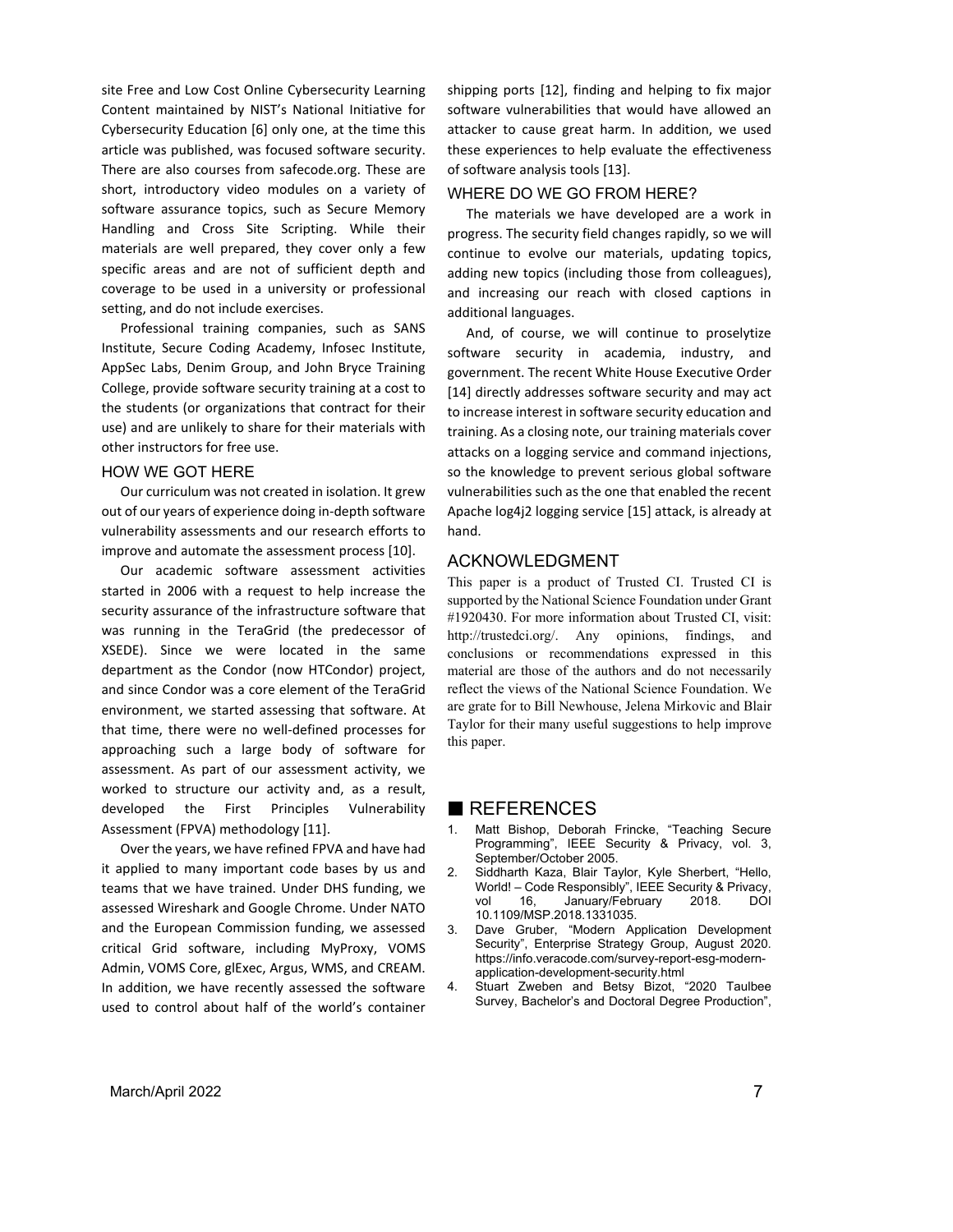site Free and Low Cost Online Cybersecurity Learning Content maintained by NIST's National Initiative for Cybersecurity Education [6] only one, at the time this article was published, was focused software security. There are also courses from safecode.org. These are short, introductory video modules on a variety of software assurance topics, such as Secure Memory Handling and Cross Site Scripting. While their materials are well prepared, they cover only a few specific areas and are not of sufficient depth and coverage to be used in a university or professional setting, and do not include exercises.

Professional training companies, such as SANS Institute, Secure Coding Academy, Infosec Institute, AppSec Labs, Denim Group, and John Bryce Training College, provide software security training at a cost to the students (or organizations that contract for their use) and are unlikely to share for their materials with other instructors for free use.

## HOW WE GOT HERE

Our curriculum was not created in isolation. It grew out of our years of experience doing in-depth software vulnerability assessments and our research efforts to improve and automate the assessment process [10].

Our academic software assessment activities started in 2006 with a request to help increase the security assurance of the infrastructure software that was running in the TeraGrid (the predecessor of XSEDE). Since we were located in the same department as the Condor (now HTCondor) project, and since Condor was a core element of the TeraGrid environment, we started assessing that software. At that time, there were no well-defined processes for approaching such a large body of software for assessment. As part of our assessment activity, we worked to structure our activity and, as a result, developed the First Principles Vulnerability Assessment (FPVA) methodology [11].

Over the years, we have refined FPVA and have had it applied to many important code bases by us and teams that we have trained. Under DHS funding, we assessed Wireshark and Google Chrome. Under NATO and the European Commission funding, we assessed critical Grid software, including MyProxy, VOMS Admin, VOMS Core, glExec, Argus, WMS, and CREAM. In addition, we have recently assessed the software used to control about half of the world's container shipping ports [12], finding and helping to fix major software vulnerabilities that would have allowed an attacker to cause great harm. In addition, we used these experiences to help evaluate the effectiveness of software analysis tools [13].

## WHERE DO WE GO FROM HERE?

The materials we have developed are a work in progress. The security field changes rapidly, so we will continue to evolve our materials, updating topics, adding new topics (including those from colleagues), and increasing our reach with closed captions in additional languages.

And, of course, we will continue to proselytize software security in academia, industry, and government. The recent White House Executive Order [14] directly addresses software security and may act to increase interest in software security education and training. As a closing note, our training materials cover attacks on a logging service and command injections, so the knowledge to prevent serious global software vulnerabilities such as the one that enabled the recent Apache log4j2 logging service [15] attack, is already at hand.

## ACKNOWLEDGMENT

This paper is a product of Trusted CI. Trusted CI is supported by the National Science Foundation under Grant #1920430. For more information about Trusted CI, visit: http://trustedci.org/. Any opinions, findings, and conclusions or recommendations expressed in this material are those of the authors and do not necessarily reflect the views of the National Science Foundation. We are grate for to Bill Newhouse, Jelena Mirkovic and Blair Taylor for their many useful suggestions to help improve this paper.

## REFERENCES

1. Matt Bishop, Deborah Frincke, "Teaching Secure Programming", IEEE Security & Privacy, vol. 3, September/October 2005.
2. Siddharth Kaza, Blair Taylor, Kyle Sherbert, "Hello, World! – Code Responsibly", IEEE Security & Privacy, vol 16, January/February 2018. DOI 10.1109/MSP.2018.1331035.
3. Dave Gruber, "Modern Application Development Security", Enterprise Strategy Group, August 2020. https://info.veracode.com/survey-report-esg-modern-application-development-security.html
4. Stuart Zweben and Betsy Bizot, "2020 Taulbee Survey, Bachelor's and Doctoral Degree Production",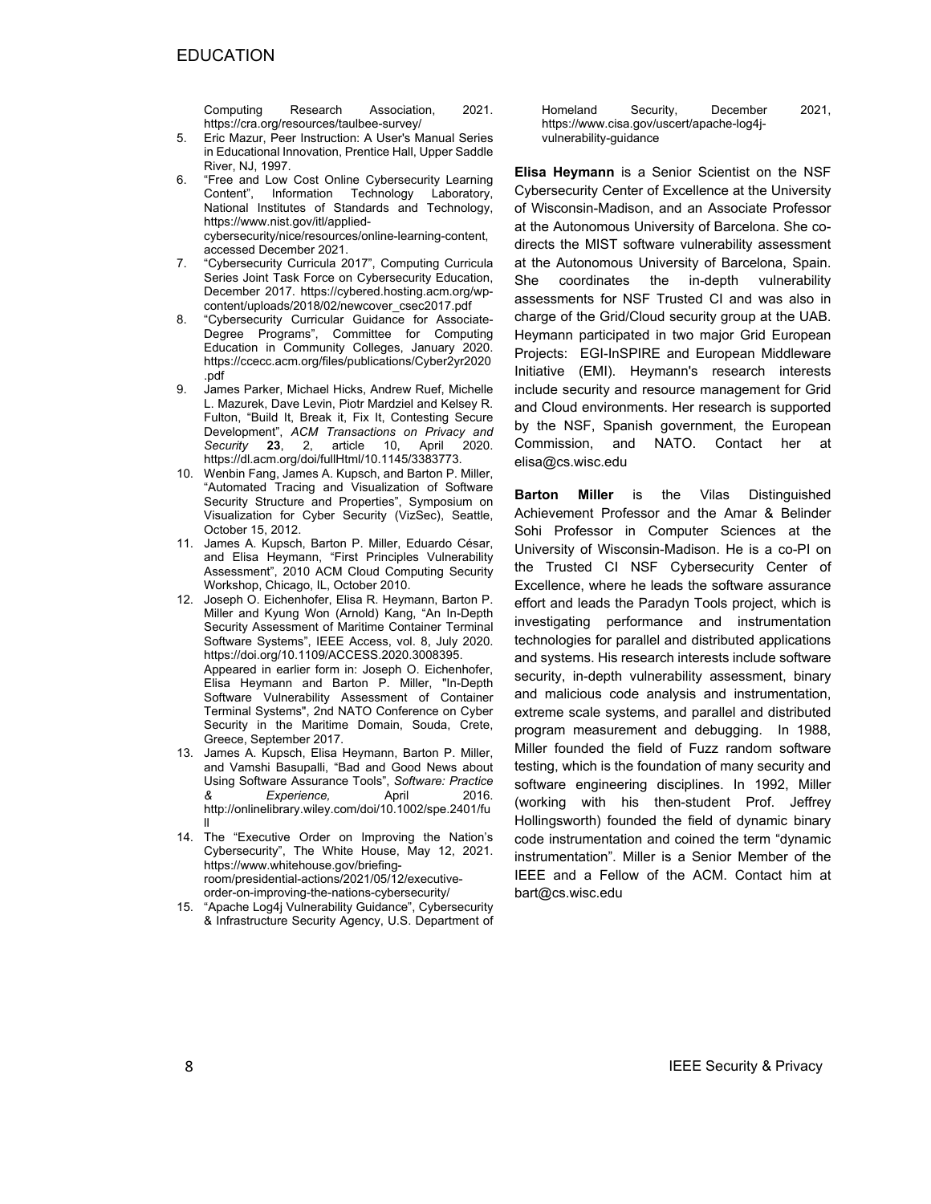Computing Research Association, 2021. https://cra.org/resources/taulbee-survey/

5. Eric Mazur, Peer Instruction: A User's Manual Series in Educational Innovation, Prentice Hall, Upper Saddle River, NJ, 1997.
6. "Free and Low Cost Online Cybersecurity Learning Content", Information Technology Laboratory, National Institutes of Standards and Technology, https://www.nist.gov/itl/applied-cybersecurity/nice/resources/online-learning-content, accessed December 2021.
7. "Cybersecurity Curricula 2017", Computing Curricula Series Joint Task Force on Cybersecurity Education, December 2017. https://cybered.hosting.acm.org/wp-content/uploads/2018/02/newcover_csec2017.pdf
8. "Cybersecurity Curricular Guidance for Associate-Degree Programs", Committee for Computing Education in Community Colleges, January 2020. https://ccecc.acm.org/files/publications/Cyber2yr2020.pdf
9. James Parker, Michael Hicks, Andrew Ruef, Michelle L. Mazurek, Dave Levin, Piotr Mardziel and Kelsey R. Fulton, "Build It, Break it, Fix It, Contesting Secure Development", *ACM Transactions on Privacy and Security* **23**, 2, article 10, April 2020. https://dl.acm.org/doi/fullHtml/10.1145/3383773.
10. Wenbin Fang, James A. Kupsch, and Barton P. Miller, "Automated Tracing and Visualization of Software Security Structure and Properties", Symposium on Visualization for Cyber Security (VizSec), Seattle, October 15, 2012.
11. James A. Kupsch, Barton P. Miller, Eduardo César, and Elisa Heymann, "First Principles Vulnerability Assessment", 2010 ACM Cloud Computing Security Workshop, Chicago, IL, October 2010.
12. Joseph O. Eichenhofer, Elisa R. Heymann, Barton P. Miller and Kyung Won (Arnold) Kang, "An In-Depth Security Assessment of Maritime Container Terminal Software Systems", IEEE Access, vol. 8, July 2020. https://doi.org/10.1109/ACCESS.2020.3008395.
    Appeared in earlier form in: Joseph O. Eichenhofer, Elisa Heymann and Barton P. Miller, "In-Depth Software Vulnerability Assessment of Container Terminal Systems", 2nd NATO Conference on Cyber Security in the Maritime Domain, Souda, Crete, Greece, September 2017.
13. James A. Kupsch, Elisa Heymann, Barton P. Miller, and Vamshi Basupalli, "Bad and Good News about Using Software Assurance Tools", *Software: Practice & Experience,* April 2016. http://onlinelibrary.wiley.com/doi/10.1002/spe.2401/full
14. The "Executive Order on Improving the Nation's Cybersecurity", The White House, May 12, 2021. https://www.whitehouse.gov/briefing-room/presidential-actions/2021/05/12/executive-order-on-improving-the-nations-cybersecurity/
15. "Apache Log4j Vulnerability Guidance", Cybersecurity & Infrastructure Security Agency, U.S. Department of Homeland Security, December 2021, https://www.cisa.gov/uscert/apache-log4j-vulnerability-guidance

**Elisa Heymann** is a Senior Scientist on the NSF Cybersecurity Center of Excellence at the University of Wisconsin-Madison, and an Associate Professor at the Autonomous University of Barcelona. She co-directs the MIST software vulnerability assessment at the Autonomous University of Barcelona, Spain. She coordinates the in-depth vulnerability assessments for NSF Trusted CI and was also in charge of the Grid/Cloud security group at the UAB. Heymann participated in two major Grid European Projects: EGI-InSPIRE and European Middleware Initiative (EMI). Heymann's research interests include security and resource management for Grid and Cloud environments. Her research is supported by the NSF, Spanish government, the European Commission, and NATO. Contact her at elisa@cs.wisc.edu

**Barton Miller** is the Vilas Distinguished Achievement Professor and the Amar & Belinder Sohi Professor in Computer Sciences at the University of Wisconsin-Madison. He is a co-PI on the Trusted CI NSF Cybersecurity Center of Excellence, where he leads the software assurance effort and leads the Paradyn Tools project, which is investigating performance and instrumentation technologies for parallel and distributed applications and systems. His research interests include software security, in-depth vulnerability assessment, binary and malicious code analysis and instrumentation, extreme scale systems, and parallel and distributed program measurement and debugging. In 1988, Miller founded the field of Fuzz random software testing, which is the foundation of many security and software engineering disciplines. In 1992, Miller (working with his then-student Prof. Jeffrey Hollingsworth) founded the field of dynamic binary code instrumentation and coined the term "dynamic instrumentation". Miller is a Senior Member of the IEEE and a Fellow of the ACM. Contact him at bart@cs.wisc.edu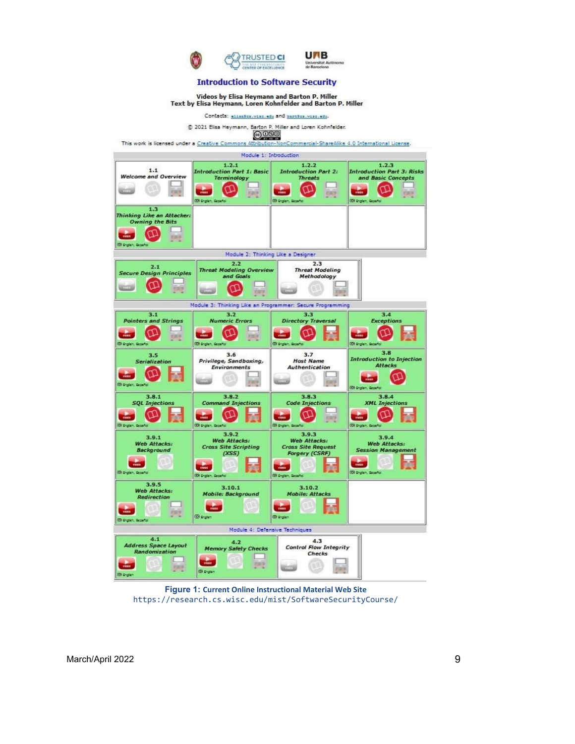Introduction to Software Security

Videos by Elisa Heymann and Barton P. Miller
Text by Elisa Heymann, Loren Kohnfelder and Barton P. Miller

Contacts: elisa@cs.wisc.edu and bart@cs.wisc.edu.

© 2021 Elisa Heymann, Barton P. Miller and Loren Kohnfelder.

This work is licensed under a Creative Commons Attribution-NonCommercial-ShareAlike 4.0 International License.

Module 1: Introduction

| | | | |
|---|---|---|---|
| 1.1 Welcome and Overview | 1.2.1 Introduction Part 1: Basic Terminology | 1.2.2 Introduction Part 2: Threats | 1.2.3 Introduction Part 3: Risks and Basic Concepts |
| 1.3 Thinking Like an Attacker: Owning the Bits | | | |

Module 2: Thinking Like a Designer

| | | |
|---|---|---|
| 2.1 Secure Design Principles | 2.2 Threat Modeling Overview and Goals | 2.3 Threat Modeling Methodology |

Module 3: Thinking Like an Programmer: Secure Programming

| | | | |
|---|---|---|---|
| 3.1 Pointers and Strings | 3.2 Numeric Errors | 3.3 Directory Traversal | 3.4 Exceptions |
| 3.5 Serialization | 3.6 Privilege, Sandboxing, Environments | 3.7 Host Name Authentication | 3.8 Introduction to Injection Attacks |
| 3.8.1 SQL Injections | 3.8.2 Command Injections | 3.8.3 Code Injections | 3.8.4 XML Injections |
| 3.9.1 Web Attacks: Background | 3.9.2 Web Attacks: Cross Site Scripting (XSS) | 3.9.3 Web Attacks: Cross Site Request Forgery (CSRF) | 3.9.4 Web Attacks: Session Management |
| 3.9.5 Web Attacks: Redirection | 3.10.1 Mobile: Background | 3.10.2 Mobile: Attacks | |

Module 4: Defensive Techniques

| | | |
|---|---|---|
| 4.1 Address Space Layout Randomization | 4.2 Memory Safety Checks | 4.3 Control Flow Integrity Checks |

**Figure 1:** Current Online Instructional Material Web Site
https://research.cs.wisc.edu/mist/SoftwareSecurityCourse/